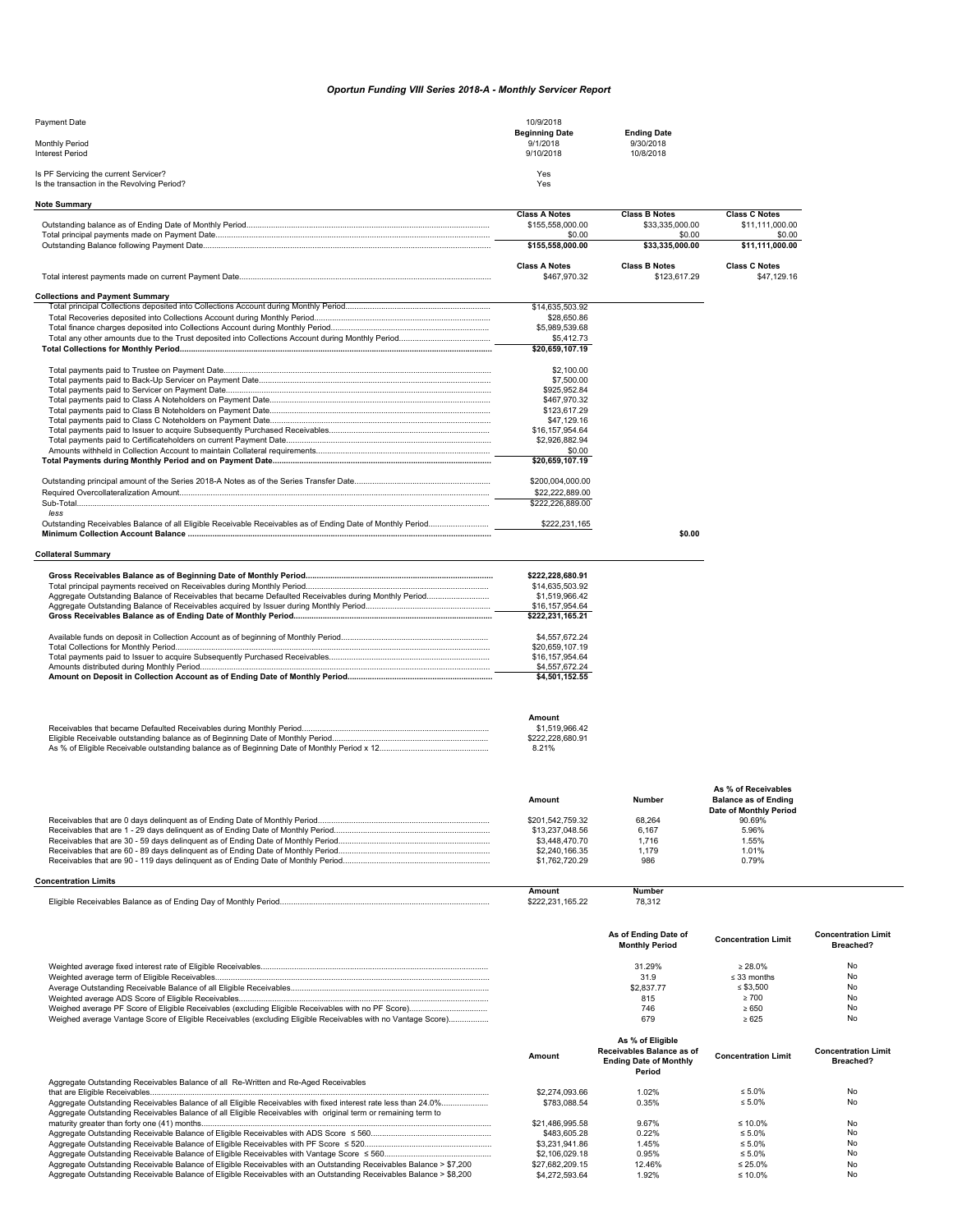# Oportun Funding VIII Series 2018-A - Monthly Servicer Report

| | | |
|---|---|---|
| Payment Date | 10/9/2018 | |
| | **Beginning Date** | **Ending Date** |
| Monthly Period | 9/1/2018 | 9/30/2018 |
| Interest Period | 9/10/2018 | 10/8/2018 |

| | |
|---|---|
| Is PF Servicing the current Servicer? | Yes |
| Is the transaction in the Revolving Period? | Yes |

## Note Summary

| | Class A Notes | Class B Notes | Class C Notes |
|---|---|---|---|
| Outstanding balance as of Ending Date of Monthly Period | $155,558,000.00 | $33,335,000.00 | $11,111,000.00 |
| Total principal payments made on Payment Date | $0.00 | $0.00 | $0.00 |
| Outstanding Balance following Payment Date | **$155,558,000.00** | **$33,335,000.00** | **$11,111,000.00** |

| | Class A Notes | Class B Notes | Class C Notes |
|---|---|---|---|
| Total interest payments made on current Payment Date | $467,970.32 | $123,617.29 | $47,129.16 |

## Collections and Payment Summary

| | | |
|---|---|---|
| Total principal Collections deposited into Collections Account during Monthly Period | $14,635,503.92 | |
| Total Recoveries deposited into Collections Account during Monthly Period | $28,650.86 | |
| Total finance charges deposited into Collections Account during Monthly Period | $5,989,539.68 | |
| Total any other amounts due to the Trust deposited into Collections Account during Monthly Period | $5,412.73 | |
| **Total Collections for Monthly Period** | **$20,659,107.19** | |
| | | |
| Total payments paid to Trustee on Payment Date | $2,100.00 | |
| Total payments paid to Back-Up Servicer on Payment Date | $7,500.00 | |
| Total payments paid to Servicer on Payment Date | $925,952.84 | |
| Total payments paid to Class A Noteholders on Payment Date | $467,970.32 | |
| Total payments paid to Class B Noteholders on Payment Date | $123,617.29 | |
| Total payments paid to Class C Noteholders on Payment Date | $47,129.16 | |
| Total payments paid to Issuer to acquire Subsequently Purchased Receivables | $16,157,954.64 | |
| Total payments paid to Certificateholders on current Payment Date | $2,926,882.94 | |
| Amounts withheld in Collection Account to maintain Collateral requirements | $0.00 | |
| **Total Payments during Monthly Period and on Payment Date** | **$20,659,107.19** | |
| | | |
| Outstanding principal amount of the Series 2018-A Notes as of the Series Transfer Date | $200,004,000.00 | |
| Required Overcollateralization Amount | $22,222,889.00 | |
| Sub-Total | $222,226,889.00 | |
| *less* | | |
| Outstanding Receivables Balance of all Eligible Receivable Receivables as of Ending Date of Monthly Period | $222,231,165 | |
| **Minimum Collection Account Balance** | | **$0.00** |

## Collateral Summary

| | |
|---|---|
| **Gross Receivables Balance as of Beginning Date of Monthly Period** | **$222,228,680.91** |
| Total principal payments received on Receivables during Monthly Period | $14,635,503.92 |
| Aggregate Outstanding Balance of Receivables that became Defaulted Receivables during Monthly Period | $1,519,966.42 |
| Aggregate Outstanding Balance of Receivables acquired by Issuer during Monthly Period | $16,157,954.64 |
| **Gross Receivables Balance as of Ending Date of Monthly Period** | **$222,231,165.21** |
| | |
| Available funds on deposit in Collection Account as of beginning of Monthly Period | $4,557,672.24 |
| Total Collections for Monthly Period | $20,659,107.19 |
| Total payments paid to Issuer to acquire Subsequently Purchased Receivables | $16,157,954.64 |
| Amounts distributed during Monthly Period | $4,557,672.24 |
| **Amount on Deposit in Collection Account as of Ending Date of Monthly Period** | **$4,501,152.55** |

| | Amount |
|---|---|
| Receivables that became Defaulted Receivables during Monthly Period | $1,519,966.42 |
| Eligible Receivable outstanding balance as of Beginning Date of Monthly Period | $222,228,680.91 |
| As % of Eligible Receivable outstanding balance as of Beginning Date of Monthly Period x 12 | 8.21% |

| | Amount | Number | As % of Receivables Balance as of Ending Date of Monthly Period |
|---|---|---|---|
| Receivables that are 0 days delinquent as of Ending Date of Monthly Period | $201,542,759.32 | 68,264 | 90.69% |
| Receivables that are 1 - 29 days delinquent as of Ending Date of Monthly Period | $13,237,048.56 | 6,167 | 5.96% |
| Receivables that are 30 - 59 days delinquent as of Ending Date of Monthly Period | $3,448,470.70 | 1,716 | 1.55% |
| Receivables that are 60 - 89 days delinquent as of Ending Date of Monthly Period | $2,240,166.35 | 1,179 | 1.01% |
| Receivables that are 90 - 119 days delinquent as of Ending Date of Monthly Period | $1,762,720.29 | 986 | 0.79% |

## Concentration Limits

| | Amount | Number |
|---|---|---|
| Eligible Receivables Balance as of Ending Day of Monthly Period | $222,231,165.22 | 78,312 |

| | As of Ending Date of Monthly Period | Concentration Limit | Concentration Limit Breached? |
|---|---|---|---|
| Weighted average fixed interest rate of Eligible Receivables | 31.29% | ≥ 28.0% | No |
| Weighted average term of Eligible Receivables | 31.9 | ≤ 33 months | No |
| Average Outstanding Receivable Balance of all Eligible Receivables | $2,837.77 | ≤ $3,500 | No |
| Weighted average ADS Score of Eligible Receivables | 815 | ≥ 700 | No |
| Weighed average PF Score of Eligible Receivables (excluding Eligible Receivables with no PF Score) | 746 | ≥ 650 | No |
| Weighed average Vantage Score of Eligible Receivables (excluding Eligible Receivables with no Vantage Score) | 679 | ≥ 625 | No |

| | Amount | As % of Eligible Receivables Balance as of Ending Date of Monthly Period | Concentration Limit | Concentration Limit Breached? |
|---|---|---|---|---|
| Aggregate Outstanding Receivables Balance of all Re-Written and Re-Aged Receivables that are Eligible Receivables | $2,274,093.66 | 1.02% | ≤ 5.0% | No |
| Aggregate Outstanding Receivables Balance of all Eligible Receivables with fixed interest rate less than 24.0% | $783,088.54 | 0.35% | ≤ 5.0% | No |
| Aggregate Outstanding Receivables Balance of all Eligible Receivables with original term or remaining term to maturity greater than forty one (41) months | $21,486,995.58 | 9.67% | ≤ 10.0% | No |
| Aggregate Outstanding Receivable Balance of Eligible Receivables with ADS Score ≤ 560 | $483,605.28 | 0.22% | ≤ 5.0% | No |
| Aggregate Outstanding Receivable Balance of Eligible Receivables with PF Score ≤ 520 | $3,231,941.86 | 1.45% | ≤ 5.0% | No |
| Aggregate Outstanding Receivable Balance of Eligible Receivables with Vantage Score ≤ 560 | $2,106,029.18 | 0.95% | ≤ 5.0% | No |
| Aggregate Outstanding Receivable Balance of Eligible Receivables with an Outstanding Receivables Balance > $7,200 | $27,682,209.15 | 12.46% | ≤ 25.0% | No |
| Aggregate Outstanding Receivable Balance of Eligible Receivables with an Outstanding Receivables Balance > $8,200 | $4,272,593.64 | 1.92% | ≤ 10.0% | No |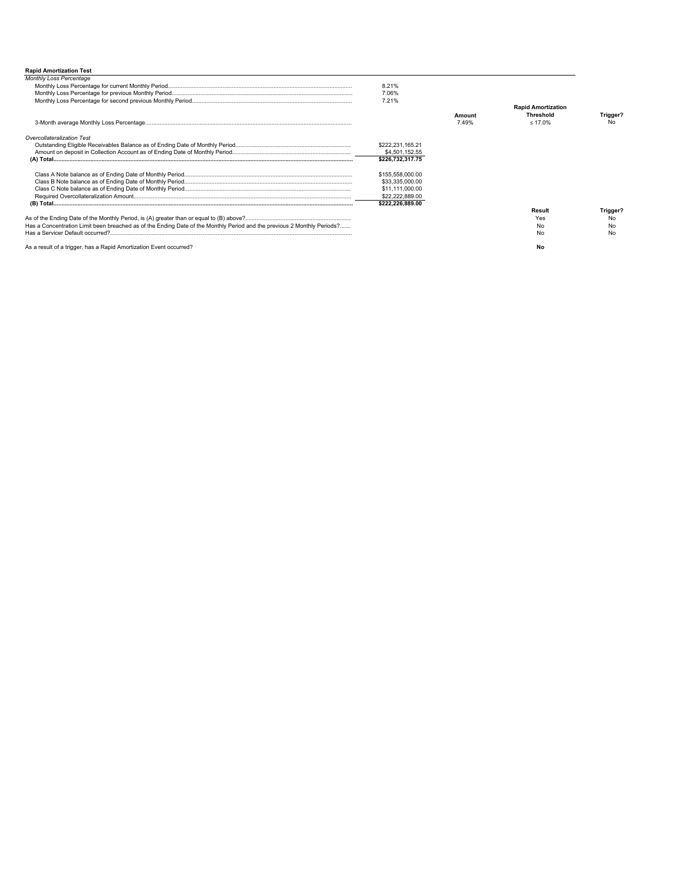**Rapid Amortization Test**

| | | | | |
|---|---|---|---|---|
| *Monthly Loss Percentage* | | | | |
| Monthly Loss Percentage for current Monthly Period | 8.21% | | | |
| Monthly Loss Percentage for previous Monthly Period | 7.06% | | | |
| Monthly Loss Percentage for second previous Monthly Period | 7.21% | | | |
| | | **Amount** | **Rapid Amortization Threshold** | **Trigger?** |
| 3-Month average Monthly Loss Percentage | | 7.49% | ≤ 17.0% | No |
| *Overcollateralization Test* | | | | |
| Outstanding Eligible Receivables Balance as of Ending Date of Monthly Period | $222,231,165.21 | | | |
| Amount on deposit in Collection Account as of Ending Date of Monthly Period | $4,501,152.55 | | | |
| **(A) Total** | **$226,732,317.75** | | | |
| Class A Note balance as of Ending Date of Monthly Period | $155,558,000.00 | | | |
| Class B Note balance as of Ending Date of Monthly Period | $33,335,000.00 | | | |
| Class C Note balance as of Ending Date of Monthly Period | $11,111,000.00 | | | |
| Required Overcollateralization Amount | $22,222,889.00 | | | |
| **(B) Total** | **$222,226,889.00** | | | |
| | | | **Result** | **Trigger?** |
| As of the Ending Date of the Monthly Period, is (A) greater than or equal to (B) above? | | | Yes | No |
| Has a Concentration Limit been breached as of the Ending Date of the Monthly Period and the previous 2 Monthly Periods? | | | No | No |
| Has a Servicer Default occurred? | | | No | No |
| As a result of a trigger, has a Rapid Amortization Event occurred? | | | **No** | |